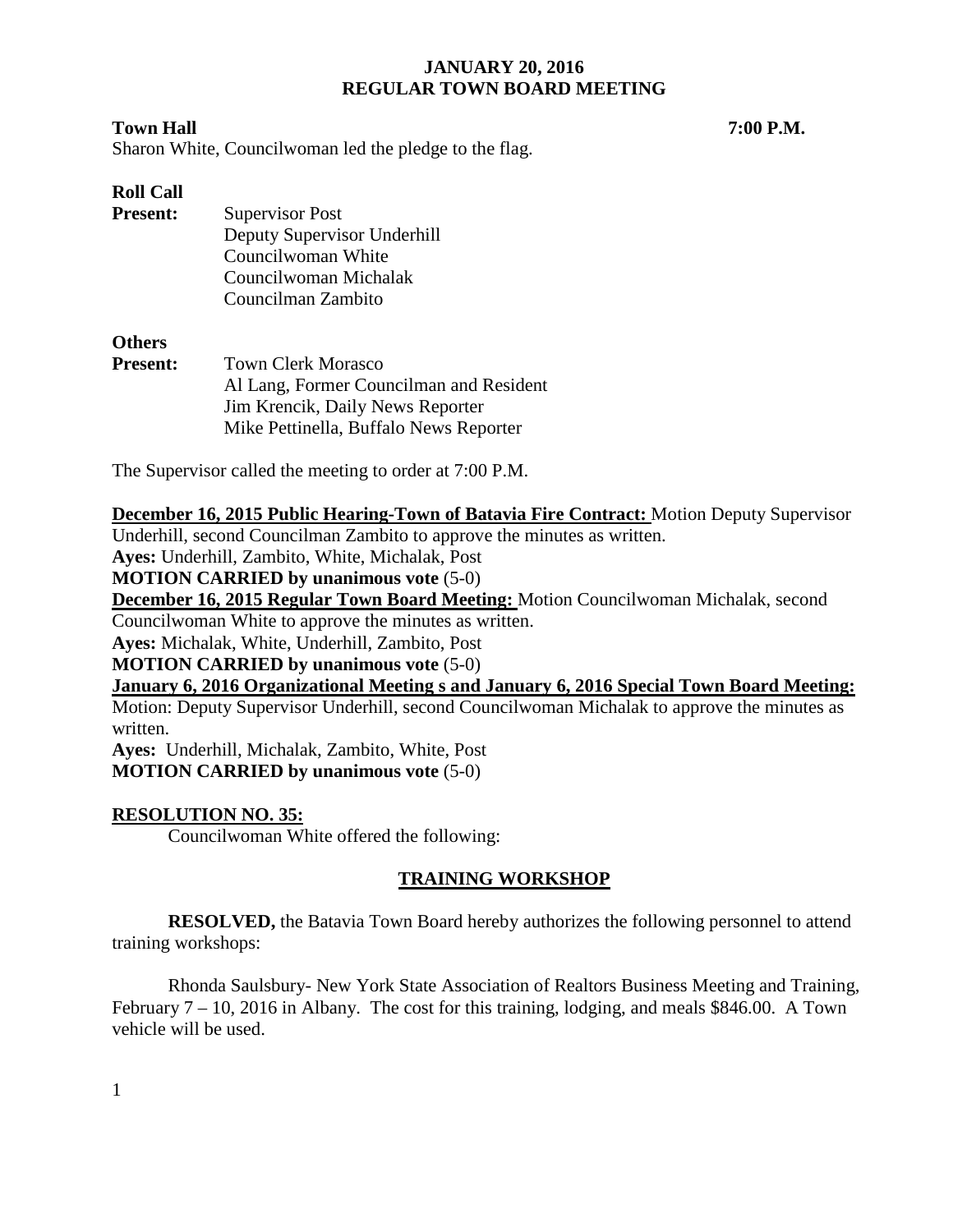**JANUARY 20, 2016**
**REGULAR TOWN BOARD MEETING**

**Town Hall** **7:00 P.M.**

Sharon White, Councilwoman led the pledge to the flag.

**Roll Call**

**Present:** Supervisor Post
Deputy Supervisor Underhill
Councilwoman White
Councilwoman Michalak
Councilman Zambito

**Others**

**Present:** Town Clerk Morasco
Al Lang, Former Councilman and Resident
Jim Krencik, Daily News Reporter
Mike Pettinella, Buffalo News Reporter

The Supervisor called the meeting to order at 7:00 P.M.

**December 16, 2015 Public Hearing-Town of Batavia Fire Contract:** Motion Deputy Supervisor Underhill, second Councilman Zambito to approve the minutes as written.
**Ayes:** Underhill, Zambito, White, Michalak, Post
**MOTION CARRIED by unanimous vote** (5-0)
**December 16, 2015 Regular Town Board Meeting:** Motion Councilwoman Michalak, second Councilwoman White to approve the minutes as written.
**Ayes:** Michalak, White, Underhill, Zambito, Post
**MOTION CARRIED by unanimous vote** (5-0)
**January 6, 2016 Organizational Meeting s and January 6, 2016 Special Town Board Meeting:** Motion: Deputy Supervisor Underhill, second Councilwoman Michalak to approve the minutes as written.
**Ayes:** Underhill, Michalak, Zambito, White, Post
**MOTION CARRIED by unanimous vote** (5-0)

**RESOLUTION NO. 35:**

Councilwoman White offered the following:

**TRAINING WORKSHOP**

**RESOLVED,** the Batavia Town Board hereby authorizes the following personnel to attend training workshops:

Rhonda Saulsbury- New York State Association of Realtors Business Meeting and Training, February 7 – 10, 2016 in Albany. The cost for this training, lodging, and meals $846.00. A Town vehicle will be used.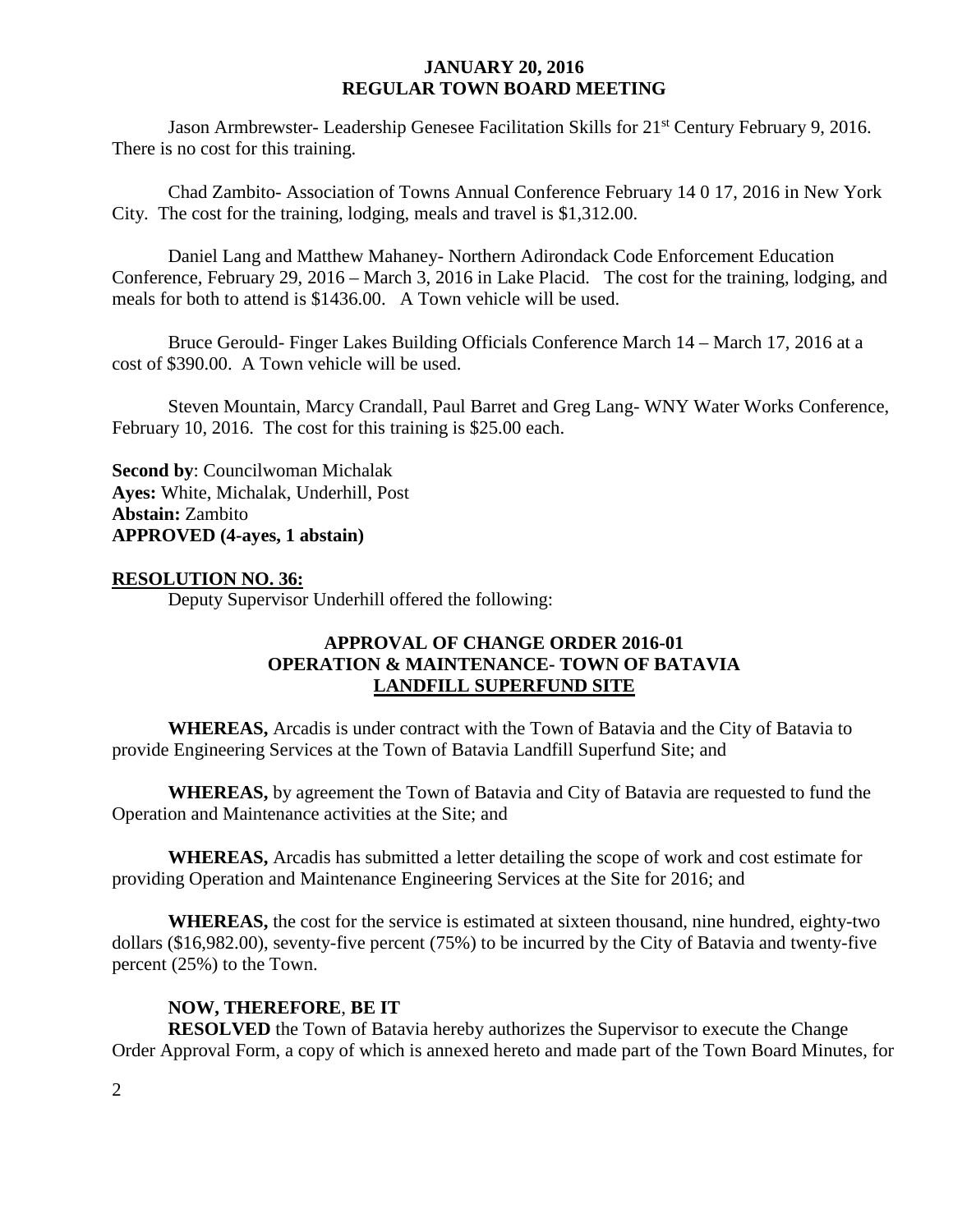Jason Armbrewster- Leadership Genesee Facilitation Skills for 21st Century February 9, 2016. There is no cost for this training.

Chad Zambito- Association of Towns Annual Conference February 14 0 17, 2016 in New York City. The cost for the training, lodging, meals and travel is $1,312.00.

Daniel Lang and Matthew Mahaney- Northern Adirondack Code Enforcement Education Conference, February 29, 2016 – March 3, 2016 in Lake Placid. The cost for the training, lodging, and meals for both to attend is $1436.00. A Town vehicle will be used.

Bruce Gerould- Finger Lakes Building Officials Conference March 14 – March 17, 2016 at a cost of $390.00. A Town vehicle will be used.

Steven Mountain, Marcy Crandall, Paul Barret and Greg Lang- WNY Water Works Conference, February 10, 2016. The cost for this training is $25.00 each.

**Second by**: Councilwoman Michalak
**Ayes:** White, Michalak, Underhill, Post
**Abstain:** Zambito
**APPROVED (4-ayes, 1 abstain)**

**RESOLUTION NO. 36:**

Deputy Supervisor Underhill offered the following:

**APPROVAL OF CHANGE ORDER 2016-01**
**OPERATION & MAINTENANCE- TOWN OF BATAVIA**
**LANDFILL SUPERFUND SITE**

**WHEREAS,** Arcadis is under contract with the Town of Batavia and the City of Batavia to provide Engineering Services at the Town of Batavia Landfill Superfund Site; and

**WHEREAS,** by agreement the Town of Batavia and City of Batavia are requested to fund the Operation and Maintenance activities at the Site; and

**WHEREAS,** Arcadis has submitted a letter detailing the scope of work and cost estimate for providing Operation and Maintenance Engineering Services at the Site for 2016; and

**WHEREAS,** the cost for the service is estimated at sixteen thousand, nine hundred, eighty-two dollars ($16,982.00), seventy-five percent (75%) to be incurred by the City of Batavia and twenty-five percent (25%) to the Town.

**NOW, THEREFORE**, **BE IT**

**RESOLVED** the Town of Batavia hereby authorizes the Supervisor to execute the Change Order Approval Form, a copy of which is annexed hereto and made part of the Town Board Minutes, for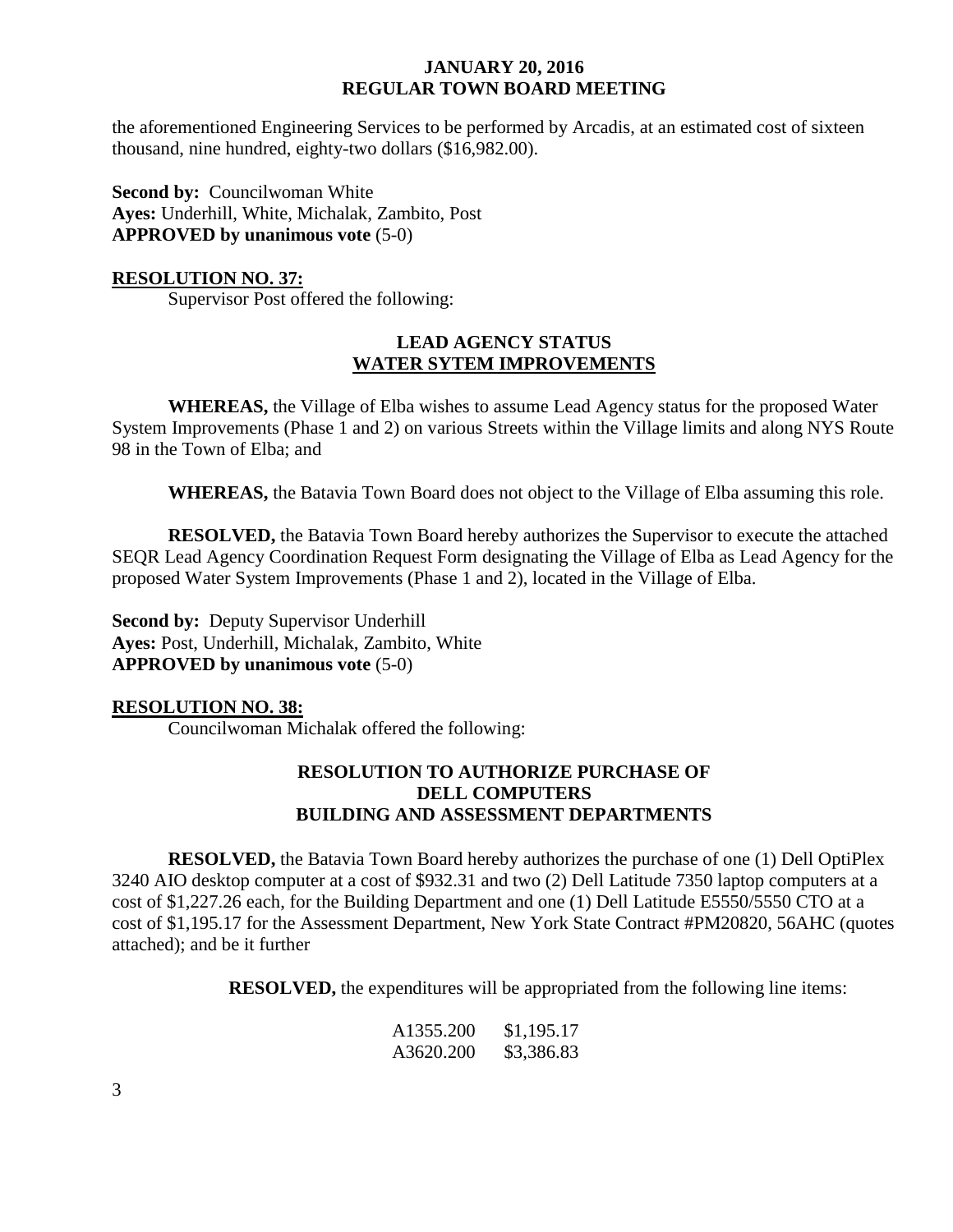the aforementioned Engineering Services to be performed by Arcadis, at an estimated cost of sixteen thousand, nine hundred, eighty-two dollars ($16,982.00).

**Second by:** Councilwoman White
**Ayes:** Underhill, White, Michalak, Zambito, Post
**APPROVED by unanimous vote** (5-0)

**RESOLUTION NO. 37:**

Supervisor Post offered the following:

**LEAD AGENCY STATUS**
**WATER SYTEM IMPROVEMENTS**

**WHEREAS,** the Village of Elba wishes to assume Lead Agency status for the proposed Water System Improvements (Phase 1 and 2) on various Streets within the Village limits and along NYS Route 98 in the Town of Elba; and

**WHEREAS,** the Batavia Town Board does not object to the Village of Elba assuming this role.

**RESOLVED,** the Batavia Town Board hereby authorizes the Supervisor to execute the attached SEQR Lead Agency Coordination Request Form designating the Village of Elba as Lead Agency for the proposed Water System Improvements (Phase 1 and 2), located in the Village of Elba.

**Second by:** Deputy Supervisor Underhill
**Ayes:** Post, Underhill, Michalak, Zambito, White
**APPROVED by unanimous vote** (5-0)

**RESOLUTION NO. 38:**

Councilwoman Michalak offered the following:

**RESOLUTION TO AUTHORIZE PURCHASE OF**
**DELL COMPUTERS**
**BUILDING AND ASSESSMENT DEPARTMENTS**

**RESOLVED,** the Batavia Town Board hereby authorizes the purchase of one (1) Dell OptiPlex 3240 AIO desktop computer at a cost of $932.31 and two (2) Dell Latitude 7350 laptop computers at a cost of $1,227.26 each, for the Building Department and one (1) Dell Latitude E5550/5550 CTO at a cost of $1,195.17 for the Assessment Department, New York State Contract #PM20820, 56AHC (quotes attached); and be it further

**RESOLVED,** the expenditures will be appropriated from the following line items:

A1355.200 $1,195.17
A3620.200 $3,386.83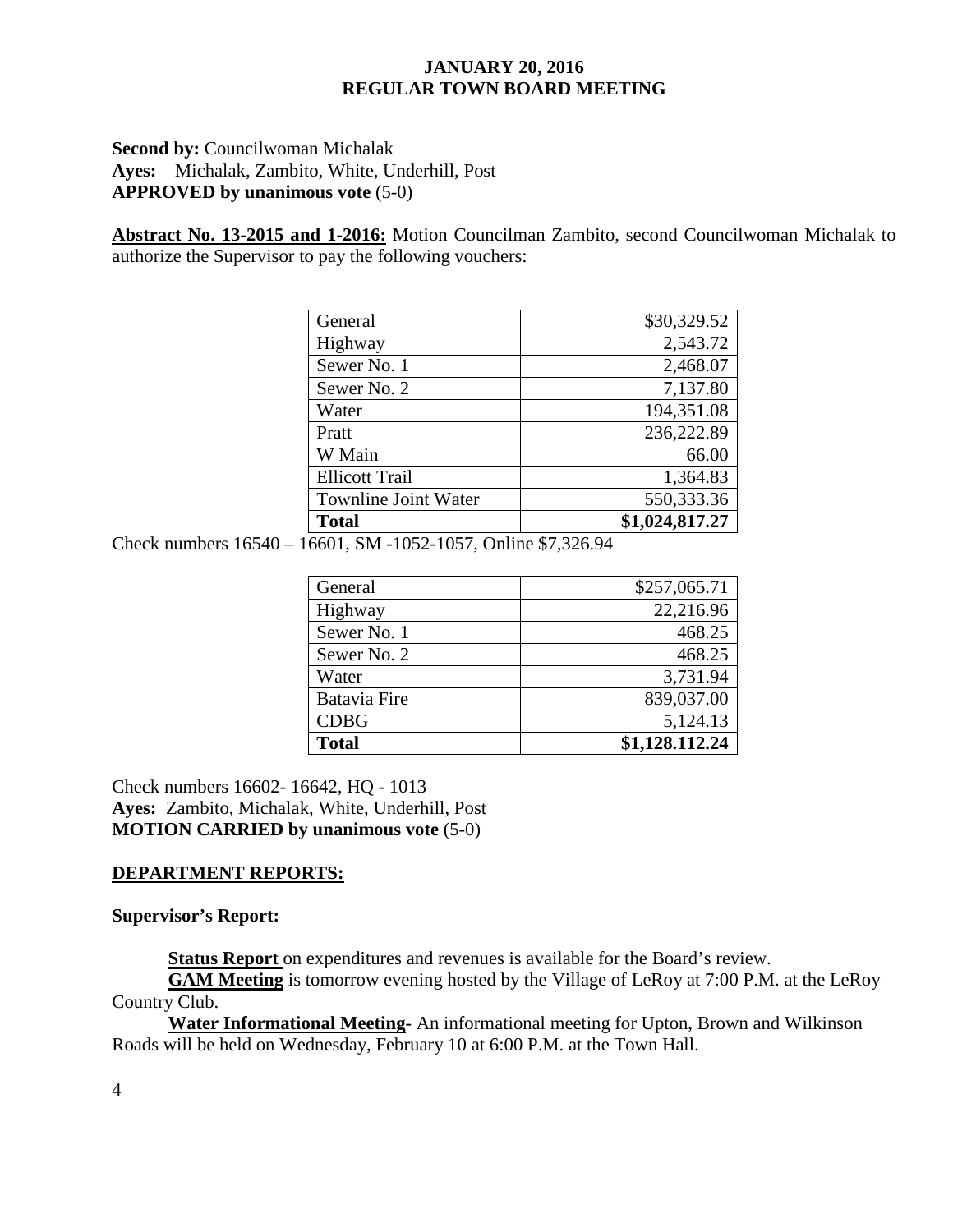**Second by:** Councilwoman Michalak
**Ayes:** Michalak, Zambito, White, Underhill, Post
**APPROVED by unanimous vote** (5-0)

**Abstract No. 13-2015 and 1-2016:** Motion Councilman Zambito, second Councilwoman Michalak to authorize the Supervisor to pay the following vouchers:

| | |
|---|---:|
| General | $30,329.52 |
| Highway | 2,543.72 |
| Sewer No. 1 | 2,468.07 |
| Sewer No. 2 | 7,137.80 |
| Water | 194,351.08 |
| Pratt | 236,222.89 |
| W Main | 66.00 |
| Ellicott Trail | 1,364.83 |
| Townline Joint Water | 550,333.36 |
| **Total** | **$1,024,817.27** |

Check numbers 16540 – 16601, SM -1052-1057, Online $7,326.94

| | |
|---|---:|
| General | $257,065.71 |
| Highway | 22,216.96 |
| Sewer No. 1 | 468.25 |
| Sewer No. 2 | 468.25 |
| Water | 3,731.94 |
| Batavia Fire | 839,037.00 |
| CDBG | 5,124.13 |
| **Total** | **$1,128.112.24** |

Check numbers 16602- 16642, HQ - 1013
**Ayes:** Zambito, Michalak, White, Underhill, Post
**MOTION CARRIED by unanimous vote** (5-0)

## DEPARTMENT REPORTS:

**Supervisor's Report:**

**Status Report** on expenditures and revenues is available for the Board's review.

**GAM Meeting** is tomorrow evening hosted by the Village of LeRoy at 7:00 P.M. at the LeRoy Country Club.

**Water Informational Meeting-** An informational meeting for Upton, Brown and Wilkinson Roads will be held on Wednesday, February 10 at 6:00 P.M. at the Town Hall.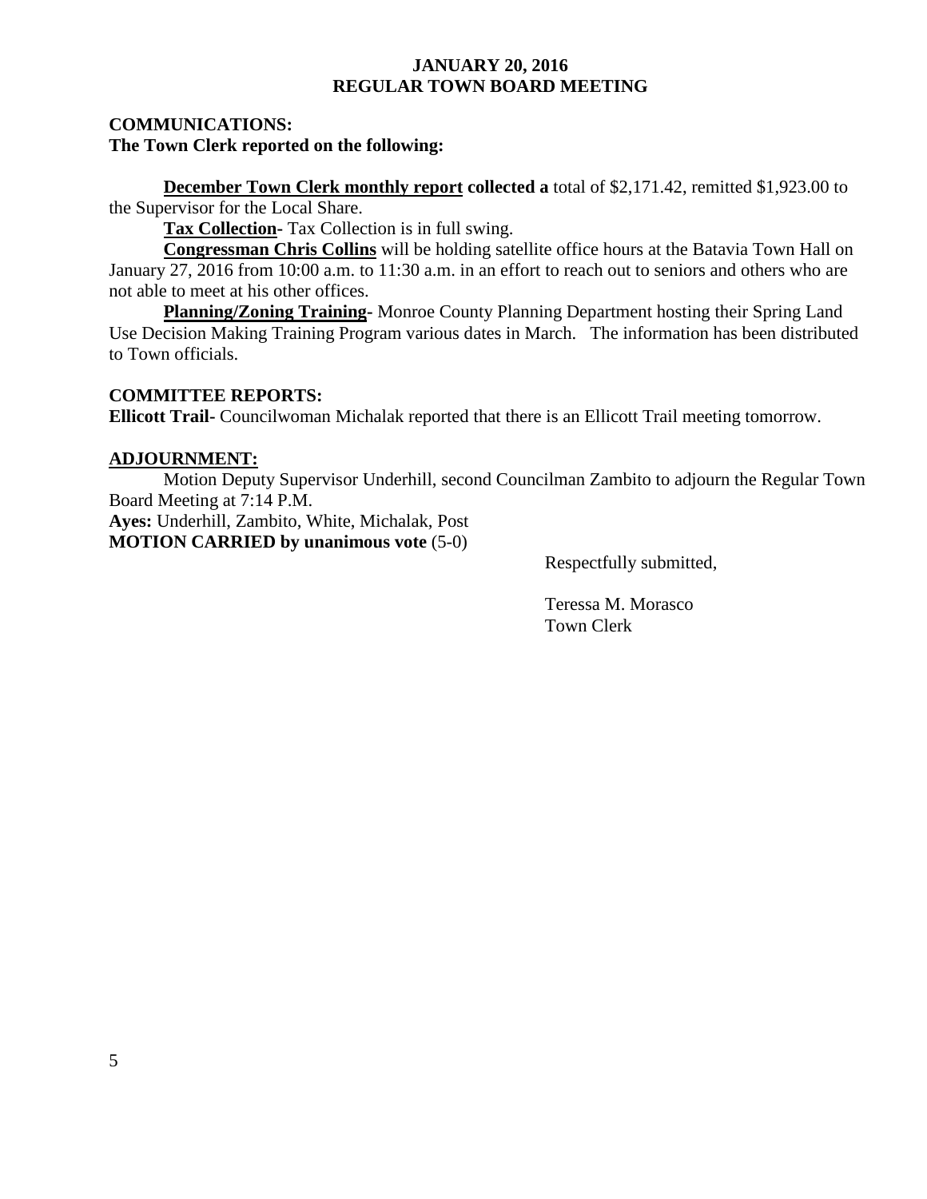**JANUARY 20, 2016**
**REGULAR TOWN BOARD MEETING**

**COMMUNICATIONS:**
**The Town Clerk reported on the following:**

**December Town Clerk monthly report collected a** total of $2,171.42, remitted $1,923.00 to the Supervisor for the Local Share.

**Tax Collection-** Tax Collection is in full swing.

**Congressman Chris Collins** will be holding satellite office hours at the Batavia Town Hall on January 27, 2016 from 10:00 a.m. to 11:30 a.m. in an effort to reach out to seniors and others who are not able to meet at his other offices.

**Planning/Zoning Training-** Monroe County Planning Department hosting their Spring Land Use Decision Making Training Program various dates in March. The information has been distributed to Town officials.

**COMMITTEE REPORTS:**
**Ellicott Trail-** Councilwoman Michalak reported that there is an Ellicott Trail meeting tomorrow.

**ADJOURNMENT:**

Motion Deputy Supervisor Underhill, second Councilman Zambito to adjourn the Regular Town Board Meeting at 7:14 P.M.
**Ayes:** Underhill, Zambito, White, Michalak, Post
**MOTION CARRIED by unanimous vote** (5-0)

Respectfully submitted,

Teressa M. Morasco
Town Clerk